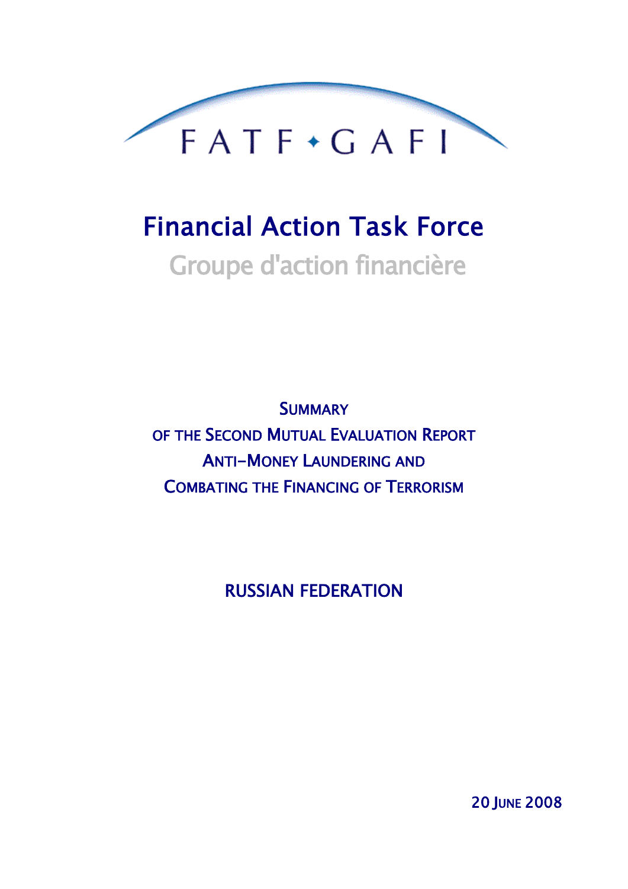FATF • GAFI

# Financial Action Task Force

Groupe d'action financière

## SUMMARY OF THE SECOND MUTUAL EVALUATION REPORT ANTI-MONEY LAUNDERING AND COMBATING THE FINANCING OF TERRORISM

## RUSSIAN FEDERATION

20 JUNE 2008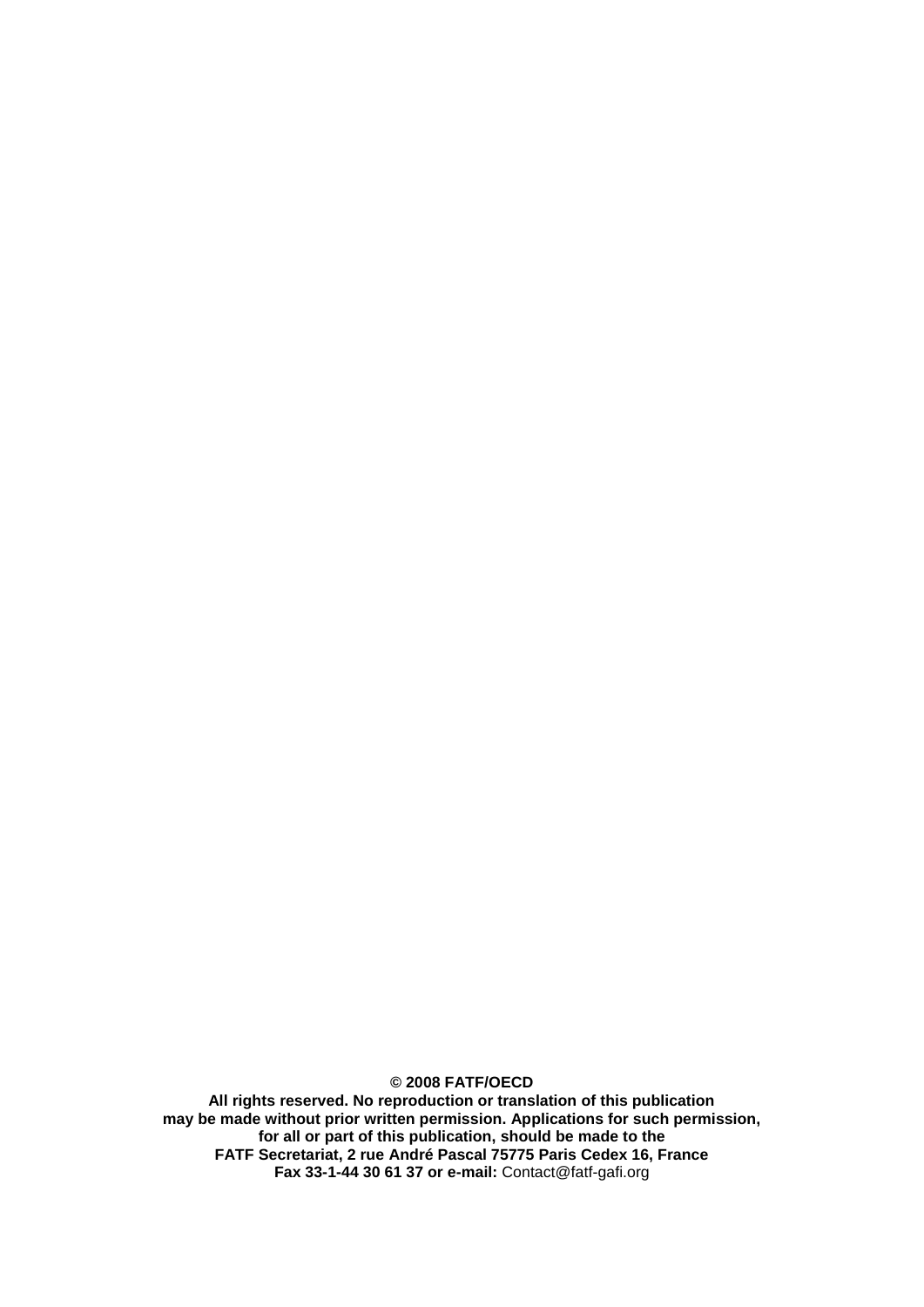**© 2008 FATF/OECD**
**All rights reserved. No reproduction or translation of this publication may be made without prior written permission. Applications for such permission, for all or part of this publication, should be made to the FATF Secretariat, 2 rue André Pascal 75775 Paris Cedex 16, France Fax 33-1-44 30 61 37 or e-mail:** Contact@fatf-gafi.org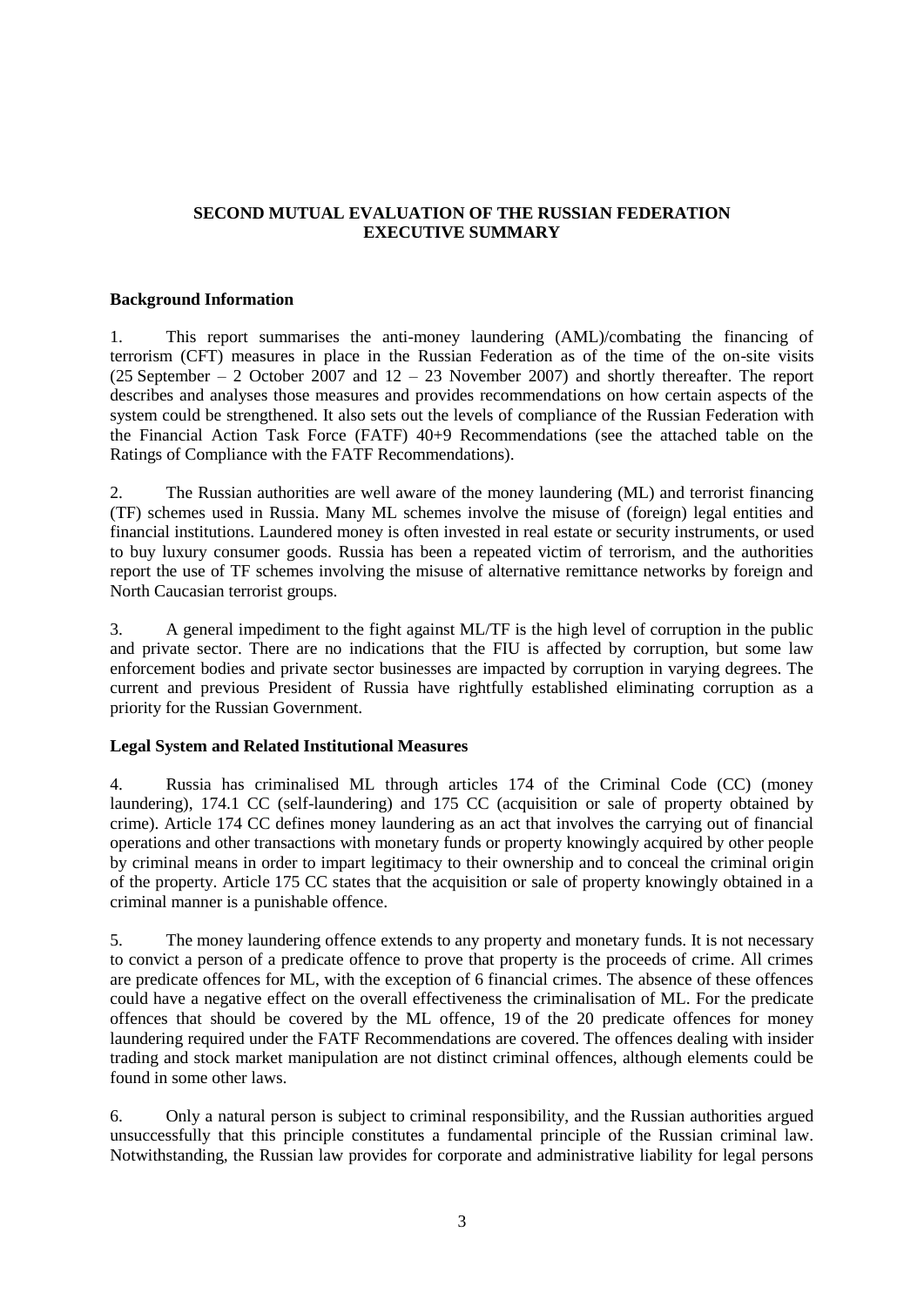**SECOND MUTUAL EVALUATION OF THE RUSSIAN FEDERATION**
**EXECUTIVE SUMMARY**

**Background Information**

1. This report summarises the anti-money laundering (AML)/combating the financing of terrorism (CFT) measures in place in the Russian Federation as of the time of the on-site visits (25 September – 2 October 2007 and 12 – 23 November 2007) and shortly thereafter. The report describes and analyses those measures and provides recommendations on how certain aspects of the system could be strengthened. It also sets out the levels of compliance of the Russian Federation with the Financial Action Task Force (FATF) 40+9 Recommendations (see the attached table on the Ratings of Compliance with the FATF Recommendations).

2. The Russian authorities are well aware of the money laundering (ML) and terrorist financing (TF) schemes used in Russia. Many ML schemes involve the misuse of (foreign) legal entities and financial institutions. Laundered money is often invested in real estate or security instruments, or used to buy luxury consumer goods. Russia has been a repeated victim of terrorism, and the authorities report the use of TF schemes involving the misuse of alternative remittance networks by foreign and North Caucasian terrorist groups.

3. A general impediment to the fight against ML/TF is the high level of corruption in the public and private sector. There are no indications that the FIU is affected by corruption, but some law enforcement bodies and private sector businesses are impacted by corruption in varying degrees. The current and previous President of Russia have rightfully established eliminating corruption as a priority for the Russian Government.

**Legal System and Related Institutional Measures**

4. Russia has criminalised ML through articles 174 of the Criminal Code (CC) (money laundering), 174.1 CC (self-laundering) and 175 CC (acquisition or sale of property obtained by crime). Article 174 CC defines money laundering as an act that involves the carrying out of financial operations and other transactions with monetary funds or property knowingly acquired by other people by criminal means in order to impart legitimacy to their ownership and to conceal the criminal origin of the property. Article 175 CC states that the acquisition or sale of property knowingly obtained in a criminal manner is a punishable offence.

5. The money laundering offence extends to any property and monetary funds. It is not necessary to convict a person of a predicate offence to prove that property is the proceeds of crime. All crimes are predicate offences for ML, with the exception of 6 financial crimes. The absence of these offences could have a negative effect on the overall effectiveness the criminalisation of ML. For the predicate offences that should be covered by the ML offence, 19 of the 20 predicate offences for money laundering required under the FATF Recommendations are covered. The offences dealing with insider trading and stock market manipulation are not distinct criminal offences, although elements could be found in some other laws.

6. Only a natural person is subject to criminal responsibility, and the Russian authorities argued unsuccessfully that this principle constitutes a fundamental principle of the Russian criminal law. Notwithstanding, the Russian law provides for corporate and administrative liability for legal persons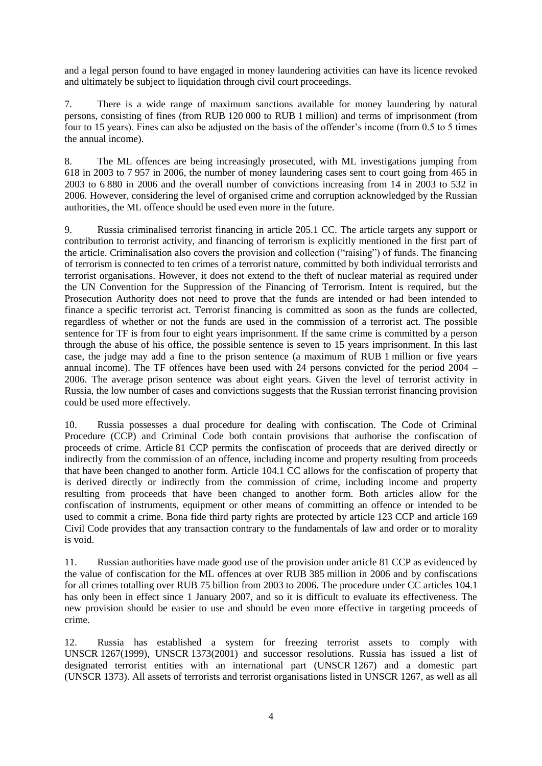and a legal person found to have engaged in money laundering activities can have its licence revoked and ultimately be subject to liquidation through civil court proceedings.

7. There is a wide range of maximum sanctions available for money laundering by natural persons, consisting of fines (from RUB 120 000 to RUB 1 million) and terms of imprisonment (from four to 15 years). Fines can also be adjusted on the basis of the offender's income (from 0.5 to 5 times the annual income).

8. The ML offences are being increasingly prosecuted, with ML investigations jumping from 618 in 2003 to 7 957 in 2006, the number of money laundering cases sent to court going from 465 in 2003 to 6 880 in 2006 and the overall number of convictions increasing from 14 in 2003 to 532 in 2006. However, considering the level of organised crime and corruption acknowledged by the Russian authorities, the ML offence should be used even more in the future.

9. Russia criminalised terrorist financing in article 205.1 CC. The article targets any support or contribution to terrorist activity, and financing of terrorism is explicitly mentioned in the first part of the article. Criminalisation also covers the provision and collection ("raising") of funds. The financing of terrorism is connected to ten crimes of a terrorist nature, committed by both individual terrorists and terrorist organisations. However, it does not extend to the theft of nuclear material as required under the UN Convention for the Suppression of the Financing of Terrorism. Intent is required, but the Prosecution Authority does not need to prove that the funds are intended or had been intended to finance a specific terrorist act. Terrorist financing is committed as soon as the funds are collected, regardless of whether or not the funds are used in the commission of a terrorist act. The possible sentence for TF is from four to eight years imprisonment. If the same crime is committed by a person through the abuse of his office, the possible sentence is seven to 15 years imprisonment. In this last case, the judge may add a fine to the prison sentence (a maximum of RUB 1 million or five years annual income). The TF offences have been used with 24 persons convicted for the period 2004 – 2006. The average prison sentence was about eight years. Given the level of terrorist activity in Russia, the low number of cases and convictions suggests that the Russian terrorist financing provision could be used more effectively.

10. Russia possesses a dual procedure for dealing with confiscation. The Code of Criminal Procedure (CCP) and Criminal Code both contain provisions that authorise the confiscation of proceeds of crime. Article 81 CCP permits the confiscation of proceeds that are derived directly or indirectly from the commission of an offence, including income and property resulting from proceeds that have been changed to another form. Article 104.1 CC allows for the confiscation of property that is derived directly or indirectly from the commission of crime, including income and property resulting from proceeds that have been changed to another form. Both articles allow for the confiscation of instruments, equipment or other means of committing an offence or intended to be used to commit a crime. Bona fide third party rights are protected by article 123 CCP and article 169 Civil Code provides that any transaction contrary to the fundamentals of law and order or to morality is void.

11. Russian authorities have made good use of the provision under article 81 CCP as evidenced by the value of confiscation for the ML offences at over RUB 385 million in 2006 and by confiscations for all crimes totalling over RUB 75 billion from 2003 to 2006. The procedure under CC articles 104.1 has only been in effect since 1 January 2007, and so it is difficult to evaluate its effectiveness. The new provision should be easier to use and should be even more effective in targeting proceeds of crime.

12. Russia has established a system for freezing terrorist assets to comply with UNSCR 1267(1999), UNSCR 1373(2001) and successor resolutions. Russia has issued a list of designated terrorist entities with an international part (UNSCR 1267) and a domestic part (UNSCR 1373). All assets of terrorists and terrorist organisations listed in UNSCR 1267, as well as all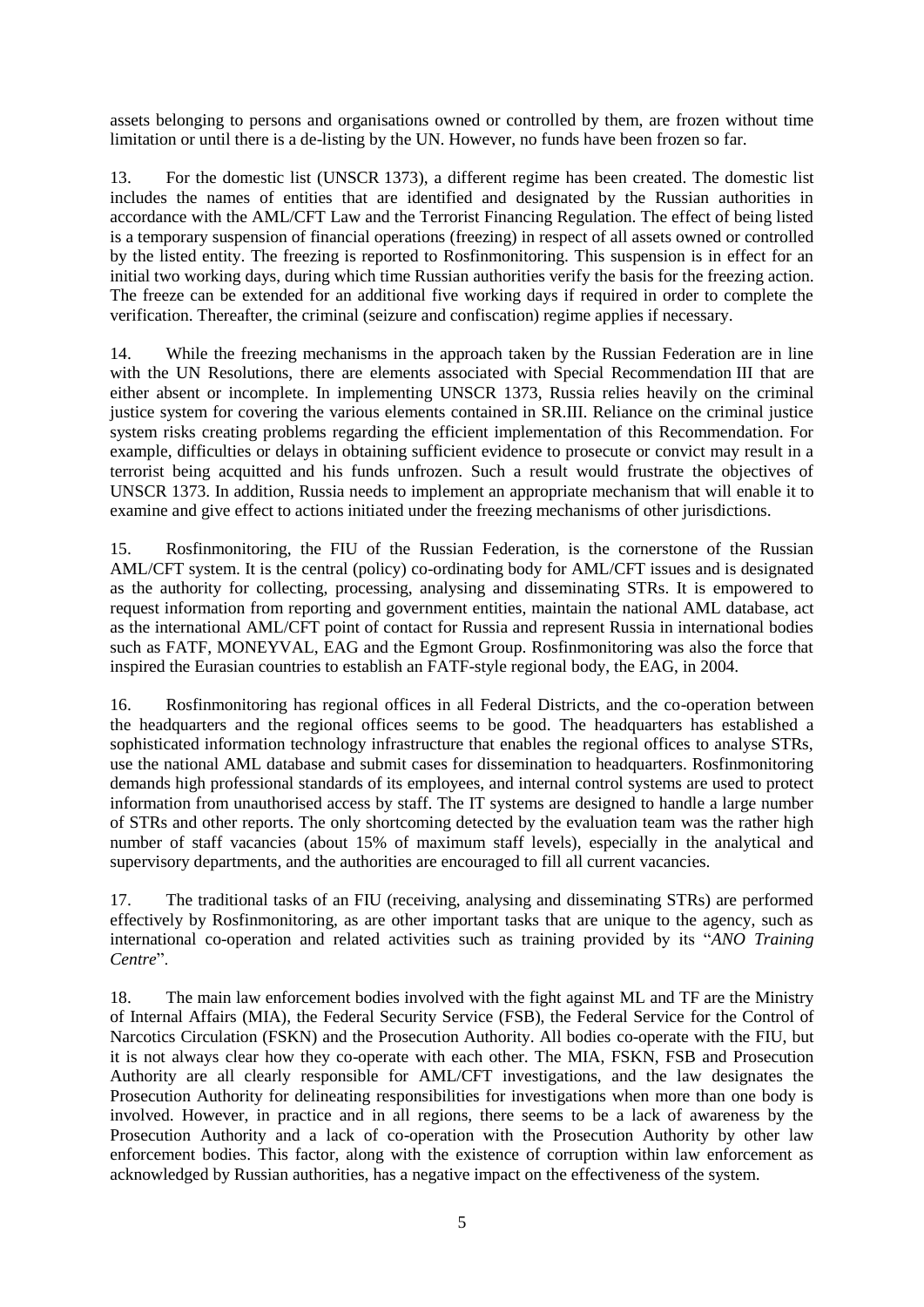assets belonging to persons and organisations owned or controlled by them, are frozen without time limitation or until there is a de-listing by the UN. However, no funds have been frozen so far.

13. For the domestic list (UNSCR 1373), a different regime has been created. The domestic list includes the names of entities that are identified and designated by the Russian authorities in accordance with the AML/CFT Law and the Terrorist Financing Regulation. The effect of being listed is a temporary suspension of financial operations (freezing) in respect of all assets owned or controlled by the listed entity. The freezing is reported to Rosfinmonitoring. This suspension is in effect for an initial two working days, during which time Russian authorities verify the basis for the freezing action. The freeze can be extended for an additional five working days if required in order to complete the verification. Thereafter, the criminal (seizure and confiscation) regime applies if necessary.

14. While the freezing mechanisms in the approach taken by the Russian Federation are in line with the UN Resolutions, there are elements associated with Special Recommendation III that are either absent or incomplete. In implementing UNSCR 1373, Russia relies heavily on the criminal justice system for covering the various elements contained in SR.III. Reliance on the criminal justice system risks creating problems regarding the efficient implementation of this Recommendation. For example, difficulties or delays in obtaining sufficient evidence to prosecute or convict may result in a terrorist being acquitted and his funds unfrozen. Such a result would frustrate the objectives of UNSCR 1373. In addition, Russia needs to implement an appropriate mechanism that will enable it to examine and give effect to actions initiated under the freezing mechanisms of other jurisdictions.

15. Rosfinmonitoring, the FIU of the Russian Federation, is the cornerstone of the Russian AML/CFT system. It is the central (policy) co-ordinating body for AML/CFT issues and is designated as the authority for collecting, processing, analysing and disseminating STRs. It is empowered to request information from reporting and government entities, maintain the national AML database, act as the international AML/CFT point of contact for Russia and represent Russia in international bodies such as FATF, MONEYVAL, EAG and the Egmont Group. Rosfinmonitoring was also the force that inspired the Eurasian countries to establish an FATF-style regional body, the EAG, in 2004.

16. Rosfinmonitoring has regional offices in all Federal Districts, and the co-operation between the headquarters and the regional offices seems to be good. The headquarters has established a sophisticated information technology infrastructure that enables the regional offices to analyse STRs, use the national AML database and submit cases for dissemination to headquarters. Rosfinmonitoring demands high professional standards of its employees, and internal control systems are used to protect information from unauthorised access by staff. The IT systems are designed to handle a large number of STRs and other reports. The only shortcoming detected by the evaluation team was the rather high number of staff vacancies (about 15% of maximum staff levels), especially in the analytical and supervisory departments, and the authorities are encouraged to fill all current vacancies.

17. The traditional tasks of an FIU (receiving, analysing and disseminating STRs) are performed effectively by Rosfinmonitoring, as are other important tasks that are unique to the agency, such as international co-operation and related activities such as training provided by its "*ANO Training Centre*".

18. The main law enforcement bodies involved with the fight against ML and TF are the Ministry of Internal Affairs (MIA), the Federal Security Service (FSB), the Federal Service for the Control of Narcotics Circulation (FSKN) and the Prosecution Authority. All bodies co-operate with the FIU, but it is not always clear how they co-operate with each other. The MIA, FSKN, FSB and Prosecution Authority are all clearly responsible for AML/CFT investigations, and the law designates the Prosecution Authority for delineating responsibilities for investigations when more than one body is involved. However, in practice and in all regions, there seems to be a lack of awareness by the Prosecution Authority and a lack of co-operation with the Prosecution Authority by other law enforcement bodies. This factor, along with the existence of corruption within law enforcement as acknowledged by Russian authorities, has a negative impact on the effectiveness of the system.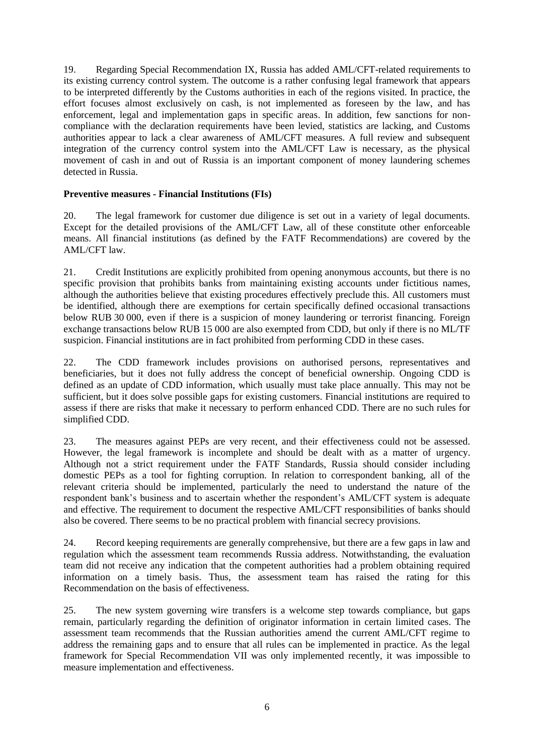19. Regarding Special Recommendation IX, Russia has added AML/CFT-related requirements to its existing currency control system. The outcome is a rather confusing legal framework that appears to be interpreted differently by the Customs authorities in each of the regions visited. In practice, the effort focuses almost exclusively on cash, is not implemented as foreseen by the law, and has enforcement, legal and implementation gaps in specific areas. In addition, few sanctions for non-compliance with the declaration requirements have been levied, statistics are lacking, and Customs authorities appear to lack a clear awareness of AML/CFT measures. A full review and subsequent integration of the currency control system into the AML/CFT Law is necessary, as the physical movement of cash in and out of Russia is an important component of money laundering schemes detected in Russia.

**Preventive measures - Financial Institutions (FIs)**

20. The legal framework for customer due diligence is set out in a variety of legal documents. Except for the detailed provisions of the AML/CFT Law, all of these constitute other enforceable means. All financial institutions (as defined by the FATF Recommendations) are covered by the AML/CFT law.

21. Credit Institutions are explicitly prohibited from opening anonymous accounts, but there is no specific provision that prohibits banks from maintaining existing accounts under fictitious names, although the authorities believe that existing procedures effectively preclude this. All customers must be identified, although there are exemptions for certain specifically defined occasional transactions below RUB 30 000, even if there is a suspicion of money laundering or terrorist financing. Foreign exchange transactions below RUB 15 000 are also exempted from CDD, but only if there is no ML/TF suspicion. Financial institutions are in fact prohibited from performing CDD in these cases.

22. The CDD framework includes provisions on authorised persons, representatives and beneficiaries, but it does not fully address the concept of beneficial ownership. Ongoing CDD is defined as an update of CDD information, which usually must take place annually. This may not be sufficient, but it does solve possible gaps for existing customers. Financial institutions are required to assess if there are risks that make it necessary to perform enhanced CDD. There are no such rules for simplified CDD.

23. The measures against PEPs are very recent, and their effectiveness could not be assessed. However, the legal framework is incomplete and should be dealt with as a matter of urgency. Although not a strict requirement under the FATF Standards, Russia should consider including domestic PEPs as a tool for fighting corruption. In relation to correspondent banking, all of the relevant criteria should be implemented, particularly the need to understand the nature of the respondent bank's business and to ascertain whether the respondent's AML/CFT system is adequate and effective. The requirement to document the respective AML/CFT responsibilities of banks should also be covered. There seems to be no practical problem with financial secrecy provisions.

24. Record keeping requirements are generally comprehensive, but there are a few gaps in law and regulation which the assessment team recommends Russia address. Notwithstanding, the evaluation team did not receive any indication that the competent authorities had a problem obtaining required information on a timely basis. Thus, the assessment team has raised the rating for this Recommendation on the basis of effectiveness.

25. The new system governing wire transfers is a welcome step towards compliance, but gaps remain, particularly regarding the definition of originator information in certain limited cases. The assessment team recommends that the Russian authorities amend the current AML/CFT regime to address the remaining gaps and to ensure that all rules can be implemented in practice. As the legal framework for Special Recommendation VII was only implemented recently, it was impossible to measure implementation and effectiveness.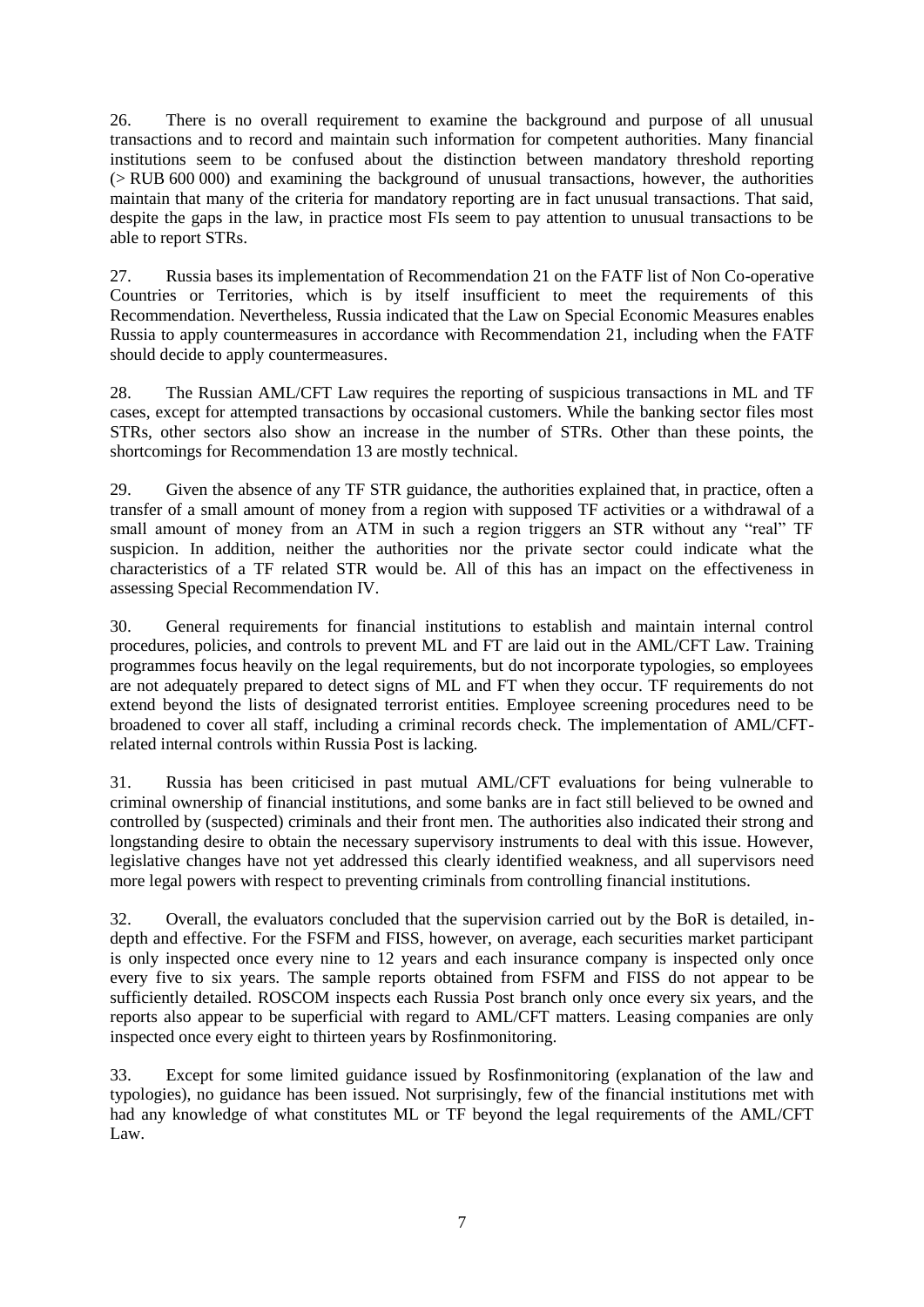26. There is no overall requirement to examine the background and purpose of all unusual transactions and to record and maintain such information for competent authorities. Many financial institutions seem to be confused about the distinction between mandatory threshold reporting (> RUB 600 000) and examining the background of unusual transactions, however, the authorities maintain that many of the criteria for mandatory reporting are in fact unusual transactions. That said, despite the gaps in the law, in practice most FIs seem to pay attention to unusual transactions to be able to report STRs.

27. Russia bases its implementation of Recommendation 21 on the FATF list of Non Co-operative Countries or Territories, which is by itself insufficient to meet the requirements of this Recommendation. Nevertheless, Russia indicated that the Law on Special Economic Measures enables Russia to apply countermeasures in accordance with Recommendation 21, including when the FATF should decide to apply countermeasures.

28. The Russian AML/CFT Law requires the reporting of suspicious transactions in ML and TF cases, except for attempted transactions by occasional customers. While the banking sector files most STRs, other sectors also show an increase in the number of STRs. Other than these points, the shortcomings for Recommendation 13 are mostly technical.

29. Given the absence of any TF STR guidance, the authorities explained that, in practice, often a transfer of a small amount of money from a region with supposed TF activities or a withdrawal of a small amount of money from an ATM in such a region triggers an STR without any "real" TF suspicion. In addition, neither the authorities nor the private sector could indicate what the characteristics of a TF related STR would be. All of this has an impact on the effectiveness in assessing Special Recommendation IV.

30. General requirements for financial institutions to establish and maintain internal control procedures, policies, and controls to prevent ML and FT are laid out in the AML/CFT Law. Training programmes focus heavily on the legal requirements, but do not incorporate typologies, so employees are not adequately prepared to detect signs of ML and FT when they occur. TF requirements do not extend beyond the lists of designated terrorist entities. Employee screening procedures need to be broadened to cover all staff, including a criminal records check. The implementation of AML/CFT-related internal controls within Russia Post is lacking.

31. Russia has been criticised in past mutual AML/CFT evaluations for being vulnerable to criminal ownership of financial institutions, and some banks are in fact still believed to be owned and controlled by (suspected) criminals and their front men. The authorities also indicated their strong and longstanding desire to obtain the necessary supervisory instruments to deal with this issue. However, legislative changes have not yet addressed this clearly identified weakness, and all supervisors need more legal powers with respect to preventing criminals from controlling financial institutions.

32. Overall, the evaluators concluded that the supervision carried out by the BoR is detailed, in-depth and effective. For the FSFM and FISS, however, on average, each securities market participant is only inspected once every nine to 12 years and each insurance company is inspected only once every five to six years. The sample reports obtained from FSFM and FISS do not appear to be sufficiently detailed. ROSCOM inspects each Russia Post branch only once every six years, and the reports also appear to be superficial with regard to AML/CFT matters. Leasing companies are only inspected once every eight to thirteen years by Rosfinmonitoring.

33. Except for some limited guidance issued by Rosfinmonitoring (explanation of the law and typologies), no guidance has been issued. Not surprisingly, few of the financial institutions met with had any knowledge of what constitutes ML or TF beyond the legal requirements of the AML/CFT Law.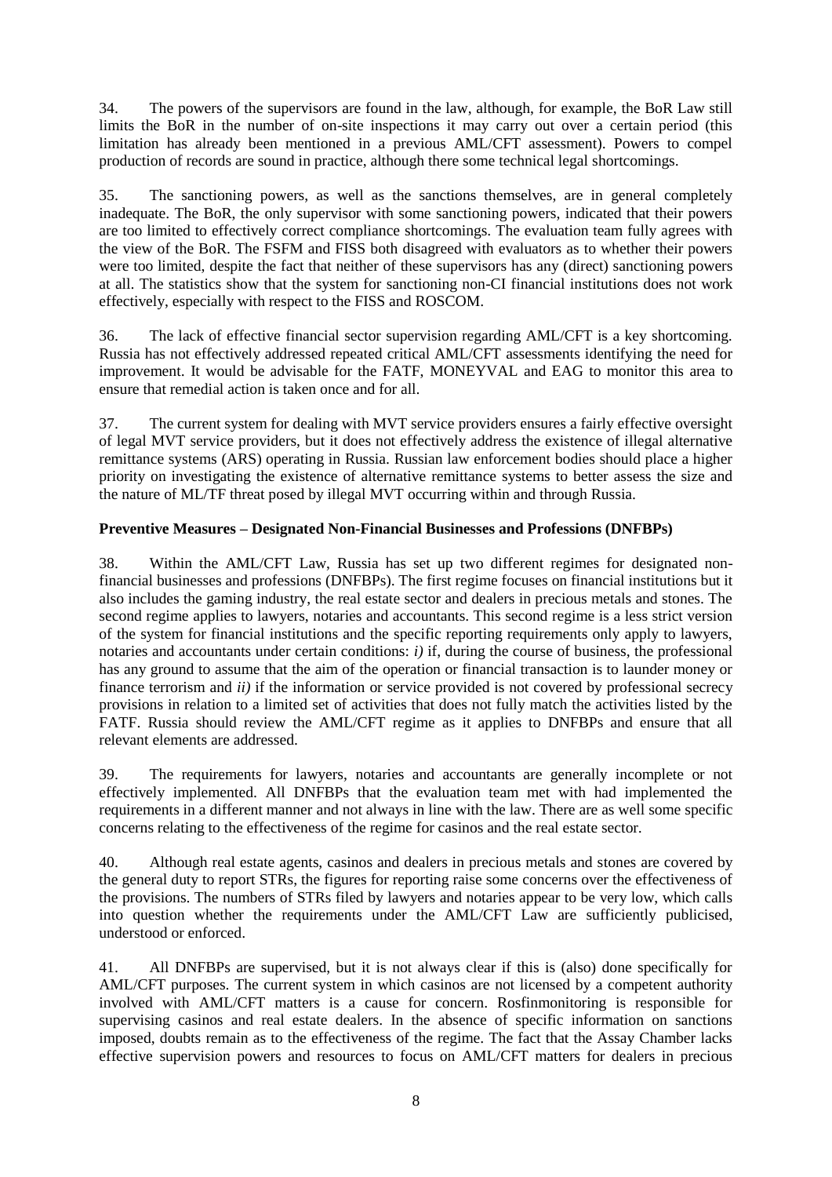34. The powers of the supervisors are found in the law, although, for example, the BoR Law still limits the BoR in the number of on-site inspections it may carry out over a certain period (this limitation has already been mentioned in a previous AML/CFT assessment). Powers to compel production of records are sound in practice, although there some technical legal shortcomings.

35. The sanctioning powers, as well as the sanctions themselves, are in general completely inadequate. The BoR, the only supervisor with some sanctioning powers, indicated that their powers are too limited to effectively correct compliance shortcomings. The evaluation team fully agrees with the view of the BoR. The FSFM and FISS both disagreed with evaluators as to whether their powers were too limited, despite the fact that neither of these supervisors has any (direct) sanctioning powers at all. The statistics show that the system for sanctioning non-CI financial institutions does not work effectively, especially with respect to the FISS and ROSCOM.

36. The lack of effective financial sector supervision regarding AML/CFT is a key shortcoming. Russia has not effectively addressed repeated critical AML/CFT assessments identifying the need for improvement. It would be advisable for the FATF, MONEYVAL and EAG to monitor this area to ensure that remedial action is taken once and for all.

37. The current system for dealing with MVT service providers ensures a fairly effective oversight of legal MVT service providers, but it does not effectively address the existence of illegal alternative remittance systems (ARS) operating in Russia. Russian law enforcement bodies should place a higher priority on investigating the existence of alternative remittance systems to better assess the size and the nature of ML/TF threat posed by illegal MVT occurring within and through Russia.

**Preventive Measures – Designated Non-Financial Businesses and Professions (DNFBPs)**

38. Within the AML/CFT Law, Russia has set up two different regimes for designated non-financial businesses and professions (DNFBPs). The first regime focuses on financial institutions but it also includes the gaming industry, the real estate sector and dealers in precious metals and stones. The second regime applies to lawyers, notaries and accountants. This second regime is a less strict version of the system for financial institutions and the specific reporting requirements only apply to lawyers, notaries and accountants under certain conditions: *i)* if, during the course of business, the professional has any ground to assume that the aim of the operation or financial transaction is to launder money or finance terrorism and *ii)* if the information or service provided is not covered by professional secrecy provisions in relation to a limited set of activities that does not fully match the activities listed by the FATF. Russia should review the AML/CFT regime as it applies to DNFBPs and ensure that all relevant elements are addressed.

39. The requirements for lawyers, notaries and accountants are generally incomplete or not effectively implemented. All DNFBPs that the evaluation team met with had implemented the requirements in a different manner and not always in line with the law. There are as well some specific concerns relating to the effectiveness of the regime for casinos and the real estate sector.

40. Although real estate agents, casinos and dealers in precious metals and stones are covered by the general duty to report STRs, the figures for reporting raise some concerns over the effectiveness of the provisions. The numbers of STRs filed by lawyers and notaries appear to be very low, which calls into question whether the requirements under the AML/CFT Law are sufficiently publicised, understood or enforced.

41. All DNFBPs are supervised, but it is not always clear if this is (also) done specifically for AML/CFT purposes. The current system in which casinos are not licensed by a competent authority involved with AML/CFT matters is a cause for concern. Rosfinmonitoring is responsible for supervising casinos and real estate dealers. In the absence of specific information on sanctions imposed, doubts remain as to the effectiveness of the regime. The fact that the Assay Chamber lacks effective supervision powers and resources to focus on AML/CFT matters for dealers in precious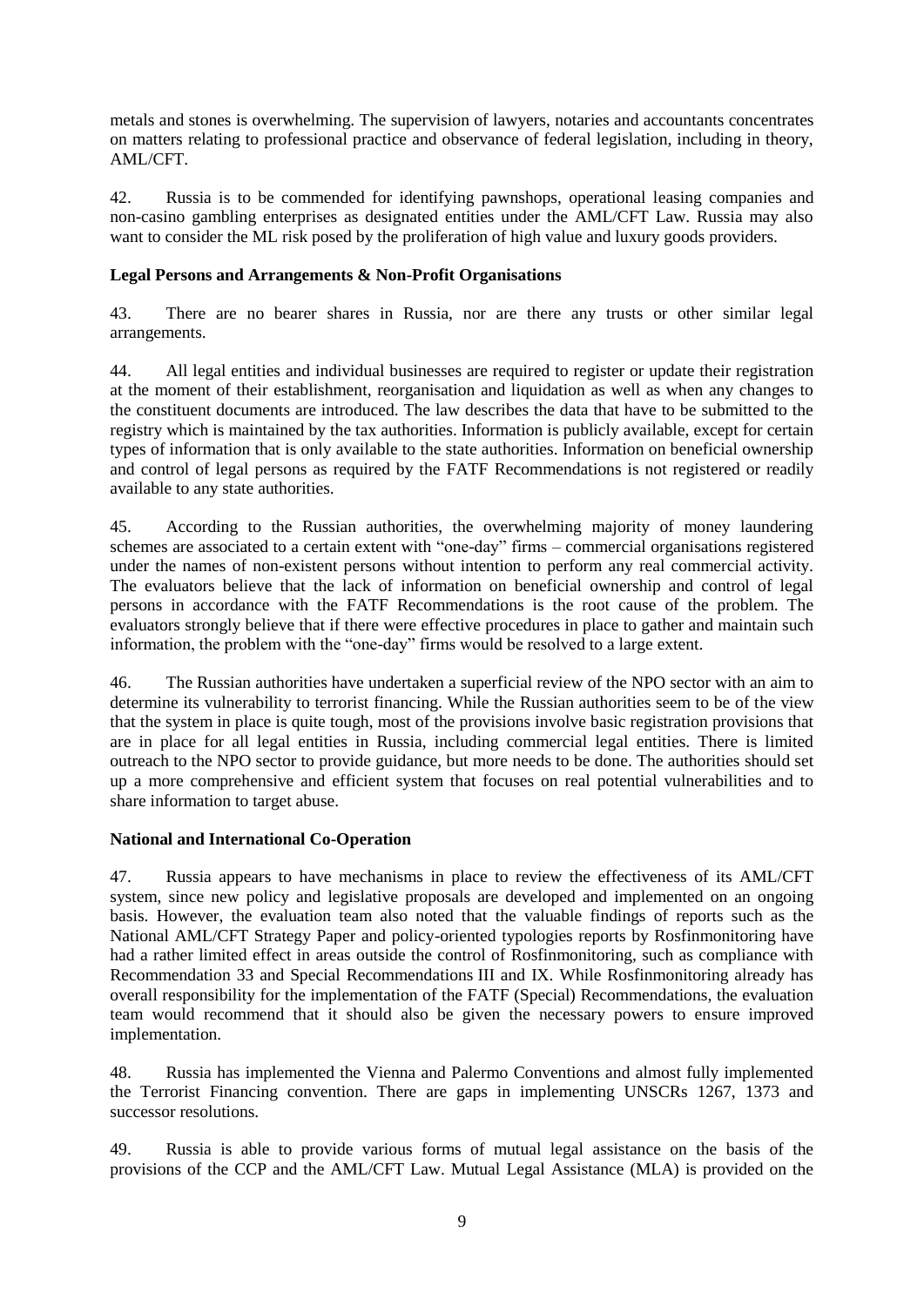metals and stones is overwhelming. The supervision of lawyers, notaries and accountants concentrates on matters relating to professional practice and observance of federal legislation, including in theory, AML/CFT.

42. Russia is to be commended for identifying pawnshops, operational leasing companies and non-casino gambling enterprises as designated entities under the AML/CFT Law. Russia may also want to consider the ML risk posed by the proliferation of high value and luxury goods providers.

**Legal Persons and Arrangements & Non-Profit Organisations**

43. There are no bearer shares in Russia, nor are there any trusts or other similar legal arrangements.

44. All legal entities and individual businesses are required to register or update their registration at the moment of their establishment, reorganisation and liquidation as well as when any changes to the constituent documents are introduced. The law describes the data that have to be submitted to the registry which is maintained by the tax authorities. Information is publicly available, except for certain types of information that is only available to the state authorities. Information on beneficial ownership and control of legal persons as required by the FATF Recommendations is not registered or readily available to any state authorities.

45. According to the Russian authorities, the overwhelming majority of money laundering schemes are associated to a certain extent with "one-day" firms – commercial organisations registered under the names of non-existent persons without intention to perform any real commercial activity. The evaluators believe that the lack of information on beneficial ownership and control of legal persons in accordance with the FATF Recommendations is the root cause of the problem. The evaluators strongly believe that if there were effective procedures in place to gather and maintain such information, the problem with the "one-day" firms would be resolved to a large extent.

46. The Russian authorities have undertaken a superficial review of the NPO sector with an aim to determine its vulnerability to terrorist financing. While the Russian authorities seem to be of the view that the system in place is quite tough, most of the provisions involve basic registration provisions that are in place for all legal entities in Russia, including commercial legal entities. There is limited outreach to the NPO sector to provide guidance, but more needs to be done. The authorities should set up a more comprehensive and efficient system that focuses on real potential vulnerabilities and to share information to target abuse.

**National and International Co-Operation**

47. Russia appears to have mechanisms in place to review the effectiveness of its AML/CFT system, since new policy and legislative proposals are developed and implemented on an ongoing basis. However, the evaluation team also noted that the valuable findings of reports such as the National AML/CFT Strategy Paper and policy-oriented typologies reports by Rosfinmonitoring have had a rather limited effect in areas outside the control of Rosfinmonitoring, such as compliance with Recommendation 33 and Special Recommendations III and IX. While Rosfinmonitoring already has overall responsibility for the implementation of the FATF (Special) Recommendations, the evaluation team would recommend that it should also be given the necessary powers to ensure improved implementation.

48. Russia has implemented the Vienna and Palermo Conventions and almost fully implemented the Terrorist Financing convention. There are gaps in implementing UNSCRs 1267, 1373 and successor resolutions.

49. Russia is able to provide various forms of mutual legal assistance on the basis of the provisions of the CCP and the AML/CFT Law. Mutual Legal Assistance (MLA) is provided on the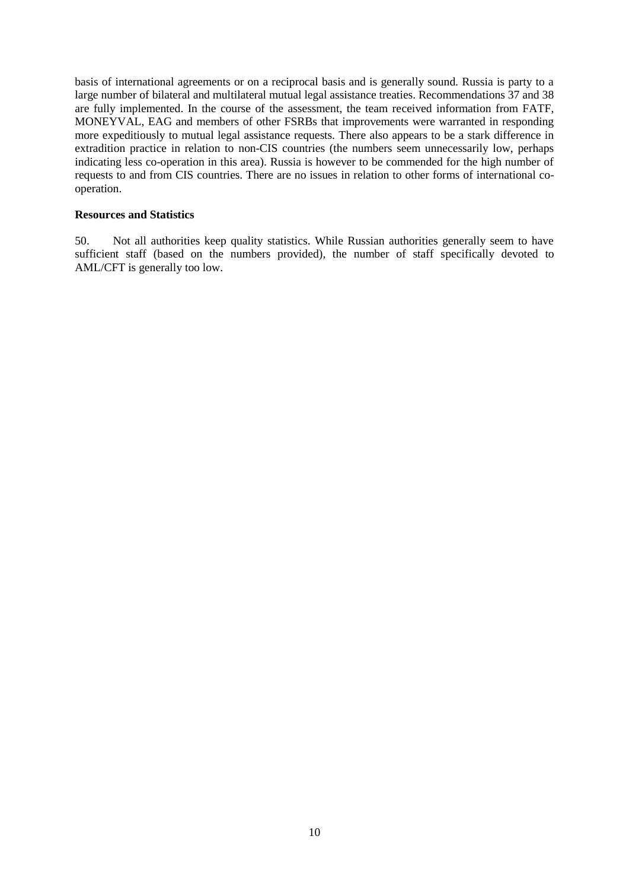basis of international agreements or on a reciprocal basis and is generally sound. Russia is party to a large number of bilateral and multilateral mutual legal assistance treaties. Recommendations 37 and 38 are fully implemented. In the course of the assessment, the team received information from FATF, MONEYVAL, EAG and members of other FSRBs that improvements were warranted in responding more expeditiously to mutual legal assistance requests. There also appears to be a stark difference in extradition practice in relation to non-CIS countries (the numbers seem unnecessarily low, perhaps indicating less co-operation in this area). Russia is however to be commended for the high number of requests to and from CIS countries. There are no issues in relation to other forms of international co-operation.

**Resources and Statistics**

50. Not all authorities keep quality statistics. While Russian authorities generally seem to have sufficient staff (based on the numbers provided), the number of staff specifically devoted to AML/CFT is generally too low.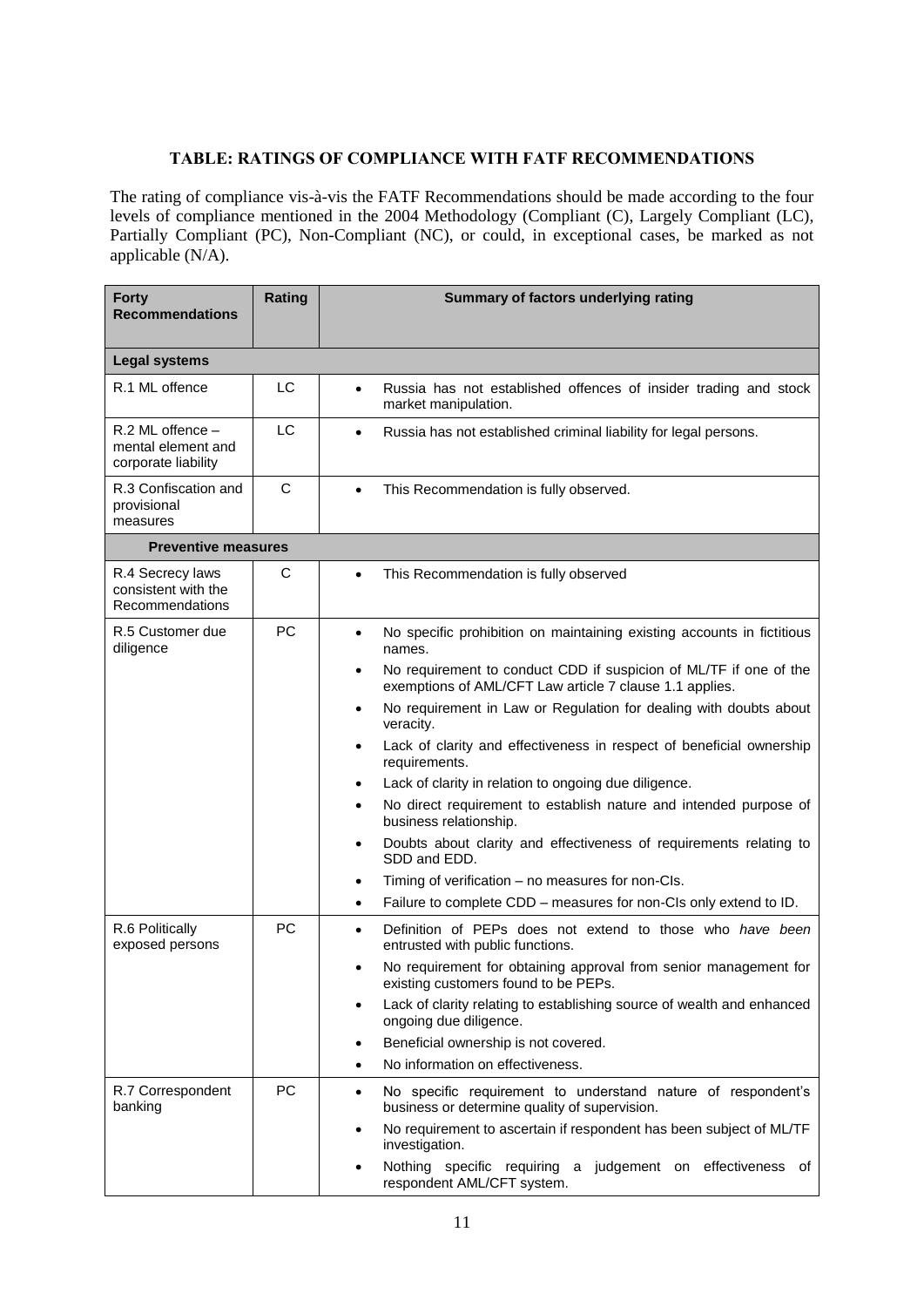**TABLE: RATINGS OF COMPLIANCE WITH FATF RECOMMENDATIONS**

The rating of compliance vis-à-vis the FATF Recommendations should be made according to the four levels of compliance mentioned in the 2004 Methodology (Compliant (C), Largely Compliant (LC), Partially Compliant (PC), Non-Compliant (NC), or could, in exceptional cases, be marked as not applicable (N/A).

| Forty Recommendations | Rating | Summary of factors underlying rating |
|---|---|---|
| **Legal systems** | | |
| R.1 ML offence | LC | • Russia has not established offences of insider trading and stock market manipulation. |
| R.2 ML offence – mental element and corporate liability | LC | • Russia has not established criminal liability for legal persons. |
| R.3 Confiscation and provisional measures | C | • This Recommendation is fully observed. |
| **Preventive measures** | | |
| R.4 Secrecy laws consistent with the Recommendations | C | • This Recommendation is fully observed |
| R.5 Customer due diligence | PC | • No specific prohibition on maintaining existing accounts in fictitious names.<br>• No requirement to conduct CDD if suspicion of ML/TF if one of the exemptions of AML/CFT Law article 7 clause 1.1 applies.<br>• No requirement in Law or Regulation for dealing with doubts about veracity.<br>• Lack of clarity and effectiveness in respect of beneficial ownership requirements.<br>• Lack of clarity in relation to ongoing due diligence.<br>• No direct requirement to establish nature and intended purpose of business relationship.<br>• Doubts about clarity and effectiveness of requirements relating to SDD and EDD.<br>• Timing of verification – no measures for non-CIs.<br>• Failure to complete CDD – measures for non-CIs only extend to ID. |
| R.6 Politically exposed persons | PC | • Definition of PEPs does not extend to those who *have been* entrusted with public functions.<br>• No requirement for obtaining approval from senior management for existing customers found to be PEPs.<br>• Lack of clarity relating to establishing source of wealth and enhanced ongoing due diligence.<br>• Beneficial ownership is not covered.<br>• No information on effectiveness. |
| R.7 Correspondent banking | PC | • No specific requirement to understand nature of respondent's business or determine quality of supervision.<br>• No requirement to ascertain if respondent has been subject of ML/TF investigation.<br>• Nothing specific requiring a judgement on effectiveness of respondent AML/CFT system. |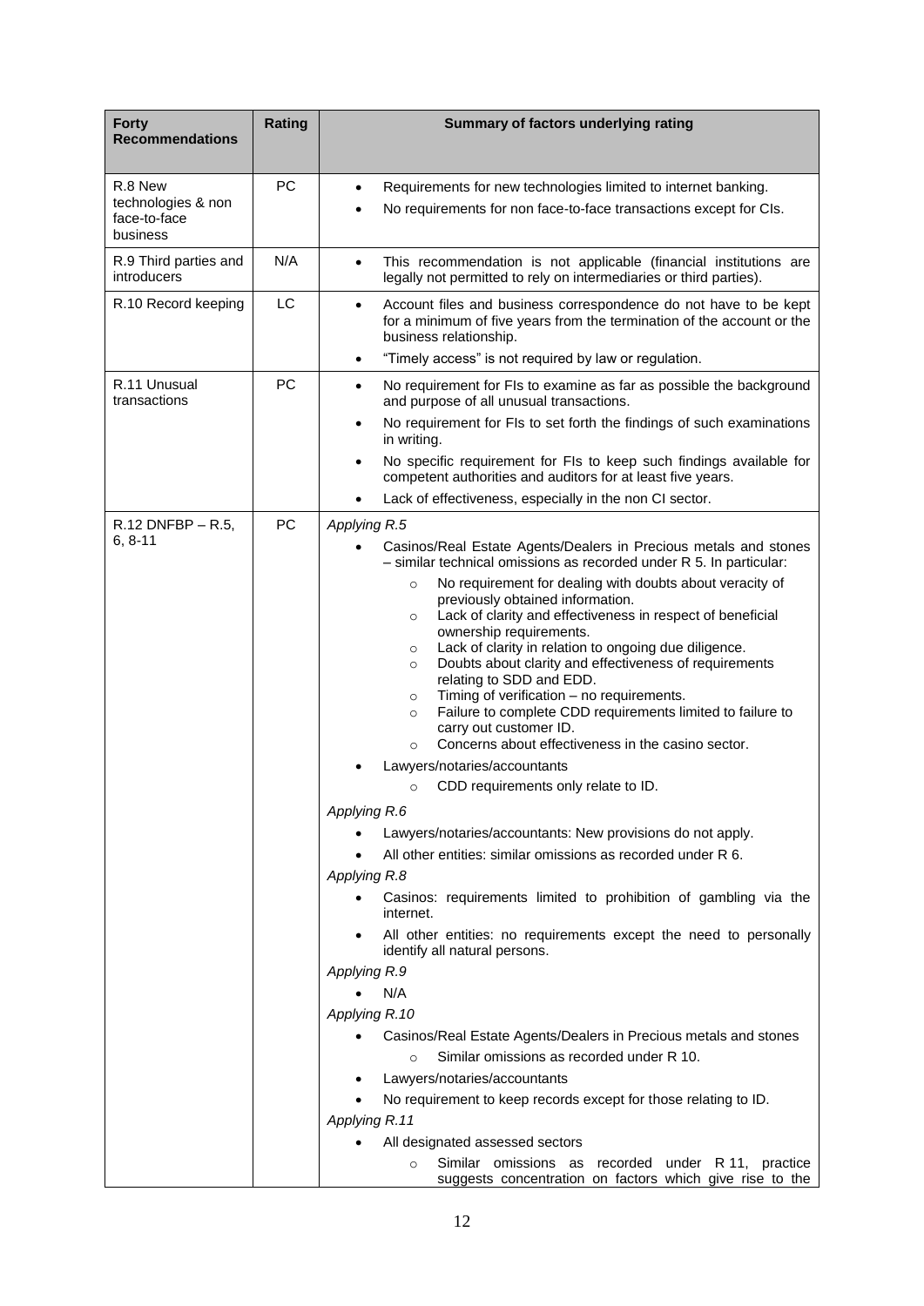| Forty Recommendations | Rating | Summary of factors underlying rating |
|---|---|---|
| R.8 New technologies & non face-to-face business | PC | • Requirements for new technologies limited to internet banking.<br>• No requirements for non face-to-face transactions except for CIs. |
| R.9 Third parties and introducers | N/A | • This recommendation is not applicable (financial institutions are legally not permitted to rely on intermediaries or third parties). |
| R.10 Record keeping | LC | • Account files and business correspondence do not have to be kept for a minimum of five years from the termination of the account or the business relationship.<br>• "Timely access" is not required by law or regulation. |
| R.11 Unusual transactions | PC | • No requirement for FIs to examine as far as possible the background and purpose of all unusual transactions.<br>• No requirement for FIs to set forth the findings of such examinations in writing.<br>• No specific requirement for FIs to keep such findings available for competent authorities and auditors for at least five years.<br>• Lack of effectiveness, especially in the non CI sector. |
| R.12 DNFBP – R.5, 6, 8-11 | PC | *Applying R.5*<br>• Casinos/Real Estate Agents/Dealers in Precious metals and stones – similar technical omissions as recorded under R 5. In particular:<br>○ No requirement for dealing with doubts about veracity of previously obtained information.<br>○ Lack of clarity and effectiveness in respect of beneficial ownership requirements.<br>○ Lack of clarity in relation to ongoing due diligence.<br>○ Doubts about clarity and effectiveness of requirements relating to SDD and EDD.<br>○ Timing of verification – no requirements.<br>○ Failure to complete CDD requirements limited to failure to carry out customer ID.<br>○ Concerns about effectiveness in the casino sector.<br>• Lawyers/notaries/accountants<br>○ CDD requirements only relate to ID.<br>*Applying R.6*<br>• Lawyers/notaries/accountants: New provisions do not apply.<br>• All other entities: similar omissions as recorded under R 6.<br>*Applying R.8*<br>• Casinos: requirements limited to prohibition of gambling via the internet.<br>• All other entities: no requirements except the need to personally identify all natural persons.<br>*Applying R.9*<br>• N/A<br>*Applying R.10*<br>• Casinos/Real Estate Agents/Dealers in Precious metals and stones<br>○ Similar omissions as recorded under R 10.<br>• Lawyers/notaries/accountants<br>• No requirement to keep records except for those relating to ID.<br>*Applying R.11*<br>• All designated assessed sectors<br>○ Similar omissions as recorded under R 11, practice suggests concentration on factors which give rise to the |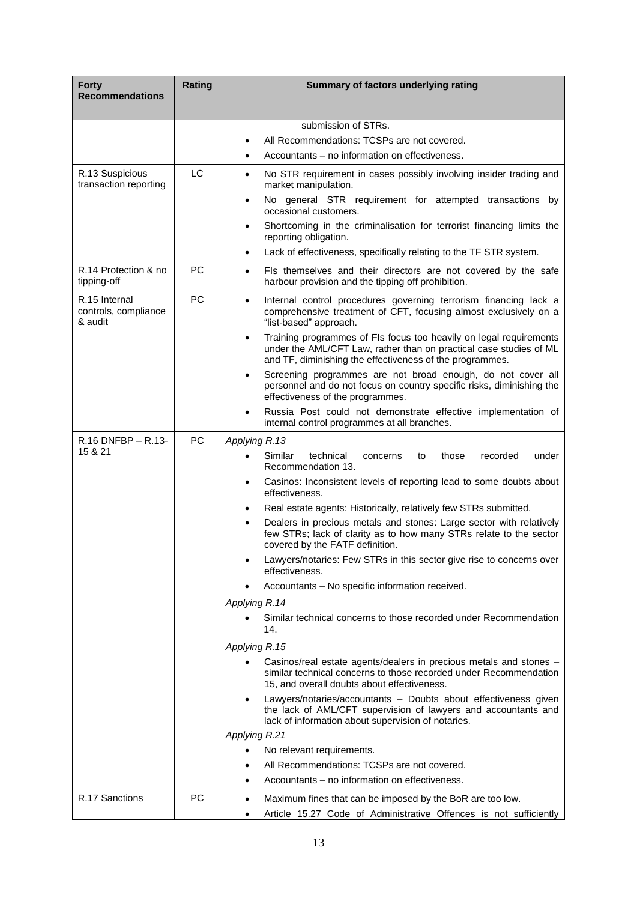| Forty Recommendations | Rating | Summary of factors underlying rating |
|---|---|---|
| | | submission of STRs.<br>• All Recommendations: TCSPs are not covered.<br>• Accountants – no information on effectiveness. |
| R.13 Suspicious transaction reporting | LC | • No STR requirement in cases possibly involving insider trading and market manipulation.<br>• No general STR requirement for attempted transactions by occasional customers.<br>• Shortcoming in the criminalisation for terrorist financing limits the reporting obligation.<br>• Lack of effectiveness, specifically relating to the TF STR system. |
| R.14 Protection & no tipping-off | PC | • FIs themselves and their directors are not covered by the safe harbour provision and the tipping off prohibition. |
| R.15 Internal controls, compliance & audit | PC | • Internal control procedures governing terrorism financing lack a comprehensive treatment of CFT, focusing almost exclusively on a "list-based" approach.<br>• Training programmes of FIs focus too heavily on legal requirements under the AML/CFT Law, rather than on practical case studies of ML and TF, diminishing the effectiveness of the programmes.<br>• Screening programmes are not broad enough, do not cover all personnel and do not focus on country specific risks, diminishing the effectiveness of the programmes.<br>• Russia Post could not demonstrate effective implementation of internal control programmes at all branches. |
| R.16 DNFBP – R.13-15 & 21 | PC | *Applying R.13*<br>• Similar technical concerns to those recorded under Recommendation 13.<br>• Casinos: Inconsistent levels of reporting lead to some doubts about effectiveness.<br>• Real estate agents: Historically, relatively few STRs submitted.<br>• Dealers in precious metals and stones: Large sector with relatively few STRs; lack of clarity as to how many STRs relate to the sector covered by the FATF definition.<br>• Lawyers/notaries: Few STRs in this sector give rise to concerns over effectiveness.<br>• Accountants – No specific information received.<br>*Applying R.14*<br>• Similar technical concerns to those recorded under Recommendation 14.<br>*Applying R.15*<br>• Casinos/real estate agents/dealers in precious metals and stones – similar technical concerns to those recorded under Recommendation 15, and overall doubts about effectiveness.<br>• Lawyers/notaries/accountants – Doubts about effectiveness given the lack of AML/CFT supervision of lawyers and accountants and lack of information about supervision of notaries.<br>*Applying R.21*<br>• No relevant requirements.<br>• All Recommendations: TCSPs are not covered.<br>• Accountants – no information on effectiveness. |
| R.17 Sanctions | PC | • Maximum fines that can be imposed by the BoR are too low.<br>• Article 15.27 Code of Administrative Offences is not sufficiently |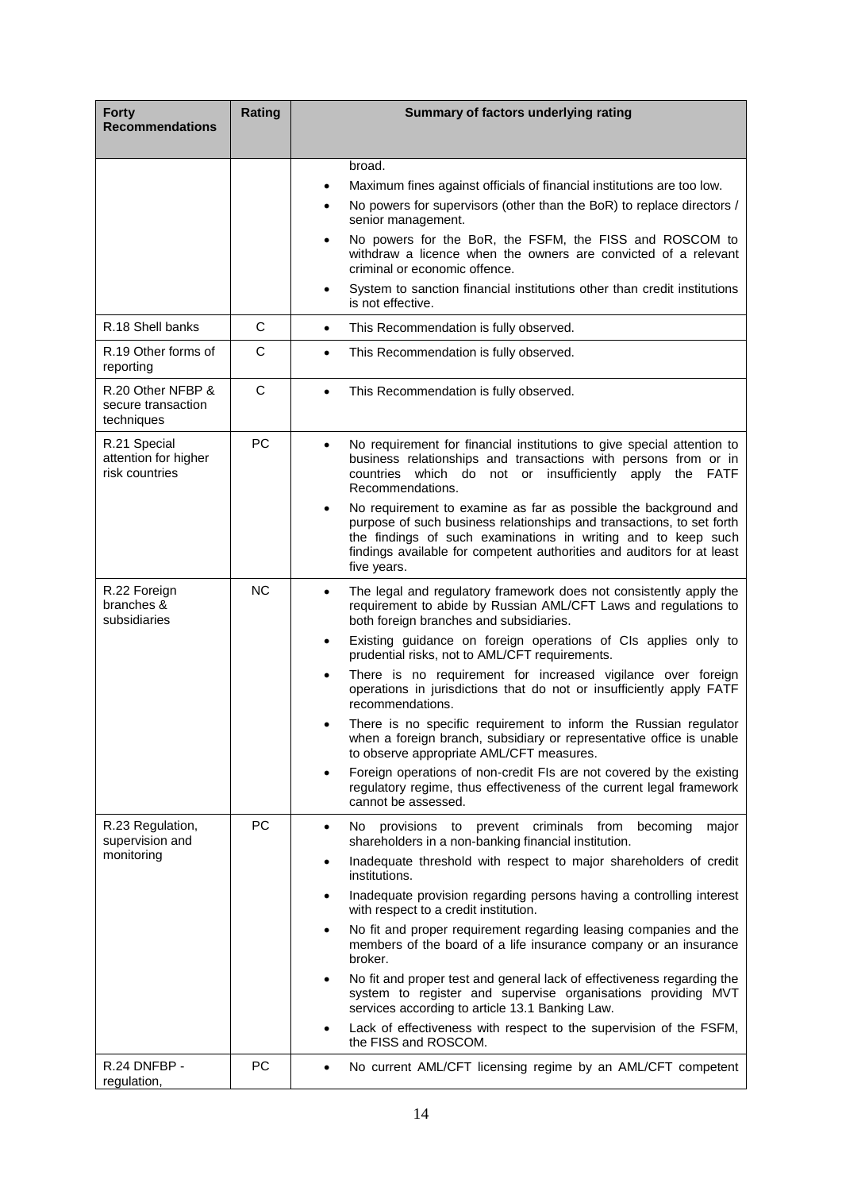| Forty Recommendations | Rating | Summary of factors underlying rating |
|---|---|---|
| | | broad.<br>• Maximum fines against officials of financial institutions are too low.<br>• No powers for supervisors (other than the BoR) to replace directors / senior management.<br>• No powers for the BoR, the FSFM, the FISS and ROSCOM to withdraw a licence when the owners are convicted of a relevant criminal or economic offence.<br>• System to sanction financial institutions other than credit institutions is not effective. |
| R.18 Shell banks | C | • This Recommendation is fully observed. |
| R.19 Other forms of reporting | C | • This Recommendation is fully observed. |
| R.20 Other NFBP & secure transaction techniques | C | • This Recommendation is fully observed. |
| R.21 Special attention for higher risk countries | PC | • No requirement for financial institutions to give special attention to business relationships and transactions with persons from or in countries which do not or insufficiently apply the FATF Recommendations.<br>• No requirement to examine as far as possible the background and purpose of such business relationships and transactions, to set forth the findings of such examinations in writing and to keep such findings available for competent authorities and auditors for at least five years. |
| R.22 Foreign branches & subsidiaries | NC | • The legal and regulatory framework does not consistently apply the requirement to abide by Russian AML/CFT Laws and regulations to both foreign branches and subsidiaries.<br>• Existing guidance on foreign operations of CIs applies only to prudential risks, not to AML/CFT requirements.<br>• There is no requirement for increased vigilance over foreign operations in jurisdictions that do not or insufficiently apply FATF recommendations.<br>• There is no specific requirement to inform the Russian regulator when a foreign branch, subsidiary or representative office is unable to observe appropriate AML/CFT measures.<br>• Foreign operations of non-credit FIs are not covered by the existing regulatory regime, thus effectiveness of the current legal framework cannot be assessed. |
| R.23 Regulation, supervision and monitoring | PC | • No provisions to prevent criminals from becoming major shareholders in a non-banking financial institution.<br>• Inadequate threshold with respect to major shareholders of credit institutions.<br>• Inadequate provision regarding persons having a controlling interest with respect to a credit institution.<br>• No fit and proper requirement regarding leasing companies and the members of the board of a life insurance company or an insurance broker.<br>• No fit and proper test and general lack of effectiveness regarding the system to register and supervise organisations providing MVT services according to article 13.1 Banking Law.<br>• Lack of effectiveness with respect to the supervision of the FSFM, the FISS and ROSCOM. |
| R.24 DNFBP - regulation, | PC | • No current AML/CFT licensing regime by an AML/CFT competent |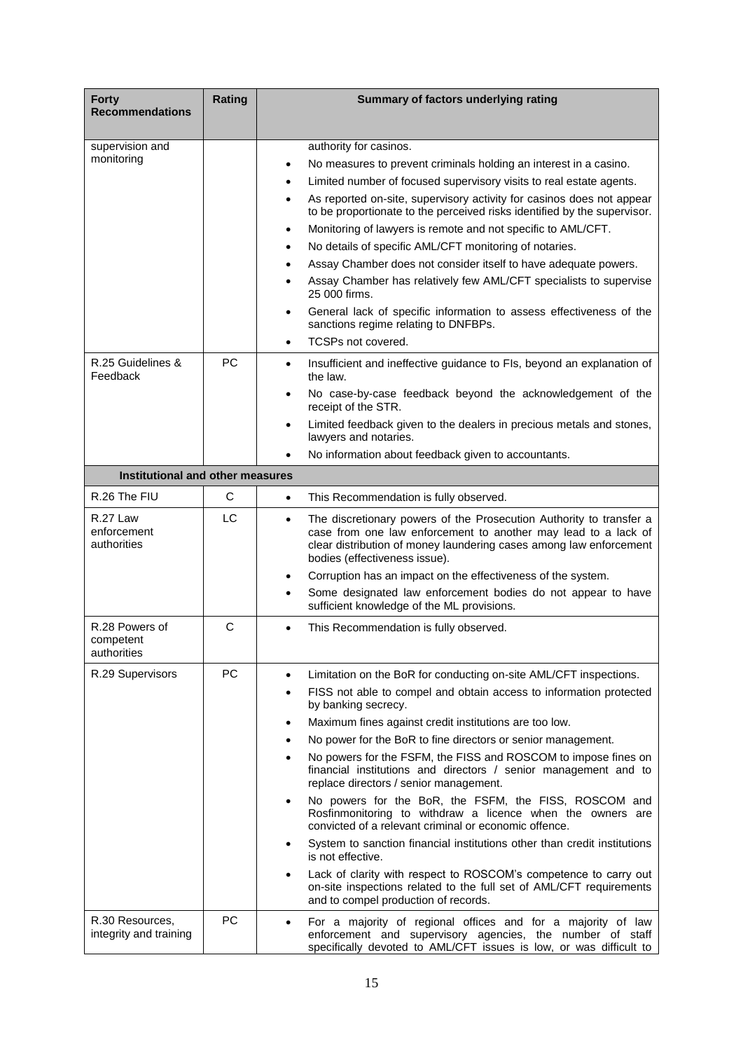| Forty Recommendations | Rating | Summary of factors underlying rating |
|---|---|---|
| supervision and monitoring | | authority for casinos.<br>• No measures to prevent criminals holding an interest in a casino.<br>• Limited number of focused supervisory visits to real estate agents.<br>• As reported on-site, supervisory activity for casinos does not appear to be proportionate to the perceived risks identified by the supervisor.<br>• Monitoring of lawyers is remote and not specific to AML/CFT.<br>• No details of specific AML/CFT monitoring of notaries.<br>• Assay Chamber does not consider itself to have adequate powers.<br>• Assay Chamber has relatively few AML/CFT specialists to supervise 25 000 firms.<br>• General lack of specific information to assess effectiveness of the sanctions regime relating to DNFBPs.<br>• TCSPs not covered. |
| R.25 Guidelines & Feedback | PC | • Insufficient and ineffective guidance to FIs, beyond an explanation of the law.<br>• No case-by-case feedback beyond the acknowledgement of the receipt of the STR.<br>• Limited feedback given to the dealers in precious metals and stones, lawyers and notaries.<br>• No information about feedback given to accountants. |
| **Institutional and other measures** | | |
| R.26 The FIU | C | • This Recommendation is fully observed. |
| R.27 Law enforcement authorities | LC | • The discretionary powers of the Prosecution Authority to transfer a case from one law enforcement to another may lead to a lack of clear distribution of money laundering cases among law enforcement bodies (effectiveness issue).<br>• Corruption has an impact on the effectiveness of the system.<br>• Some designated law enforcement bodies do not appear to have sufficient knowledge of the ML provisions. |
| R.28 Powers of competent authorities | C | • This Recommendation is fully observed. |
| R.29 Supervisors | PC | • Limitation on the BoR for conducting on-site AML/CFT inspections.<br>• FISS not able to compel and obtain access to information protected by banking secrecy.<br>• Maximum fines against credit institutions are too low.<br>• No power for the BoR to fine directors or senior management.<br>• No powers for the FSFM, the FISS and ROSCOM to impose fines on financial institutions and directors / senior management and to replace directors / senior management.<br>• No powers for the BoR, the FSFM, the FISS, ROSCOM and Rosfinmonitoring to withdraw a licence when the owners are convicted of a relevant criminal or economic offence.<br>• System to sanction financial institutions other than credit institutions is not effective.<br>• Lack of clarity with respect to ROSCOM's competence to carry out on-site inspections related to the full set of AML/CFT requirements and to compel production of records. |
| R.30 Resources, integrity and training | PC | • For a majority of regional offices and for a majority of law enforcement and supervisory agencies, the number of staff specifically devoted to AML/CFT issues is low, or was difficult to |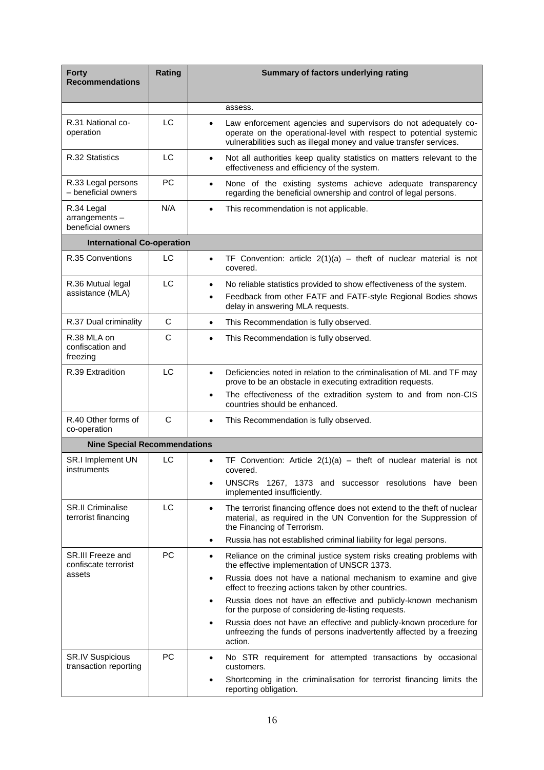| Forty Recommendations | Rating | Summary of factors underlying rating |
|---|---|---|
| | | assess. |
| R.31 National co-operation | LC | • Law enforcement agencies and supervisors do not adequately co-operate on the operational-level with respect to potential systemic vulnerabilities such as illegal money and value transfer services. |
| R.32 Statistics | LC | • Not all authorities keep quality statistics on matters relevant to the effectiveness and efficiency of the system. |
| R.33 Legal persons – beneficial owners | PC | • None of the existing systems achieve adequate transparency regarding the beneficial ownership and control of legal persons. |
| R.34 Legal arrangements – beneficial owners | N/A | • This recommendation is not applicable. |
| **International Co-operation** | | |
| R.35 Conventions | LC | • TF Convention: article 2(1)(a) – theft of nuclear material is not covered. |
| R.36 Mutual legal assistance (MLA) | LC | • No reliable statistics provided to show effectiveness of the system.<br>• Feedback from other FATF and FATF-style Regional Bodies shows delay in answering MLA requests. |
| R.37 Dual criminality | C | • This Recommendation is fully observed. |
| R.38 MLA on confiscation and freezing | C | • This Recommendation is fully observed. |
| R.39 Extradition | LC | • Deficiencies noted in relation to the criminalisation of ML and TF may prove to be an obstacle in executing extradition requests.<br>• The effectiveness of the extradition system to and from non-CIS countries should be enhanced. |
| R.40 Other forms of co-operation | C | • This Recommendation is fully observed. |
| **Nine Special Recommendations** | | |
| SR.I Implement UN instruments | LC | • TF Convention: Article 2(1)(a) – theft of nuclear material is not covered.<br>• UNSCRs 1267, 1373 and successor resolutions have been implemented insufficiently. |
| SR.II Criminalise terrorist financing | LC | • The terrorist financing offence does not extend to the theft of nuclear material, as required in the UN Convention for the Suppression of the Financing of Terrorism.<br>• Russia has not established criminal liability for legal persons. |
| SR.III Freeze and confiscate terrorist assets | PC | • Reliance on the criminal justice system risks creating problems with the effective implementation of UNSCR 1373.<br>• Russia does not have a national mechanism to examine and give effect to freezing actions taken by other countries.<br>• Russia does not have an effective and publicly-known mechanism for the purpose of considering de-listing requests.<br>• Russia does not have an effective and publicly-known procedure for unfreezing the funds of persons inadvertently affected by a freezing action. |
| SR.IV Suspicious transaction reporting | PC | • No STR requirement for attempted transactions by occasional customers.<br>• Shortcoming in the criminalisation for terrorist financing limits the reporting obligation. |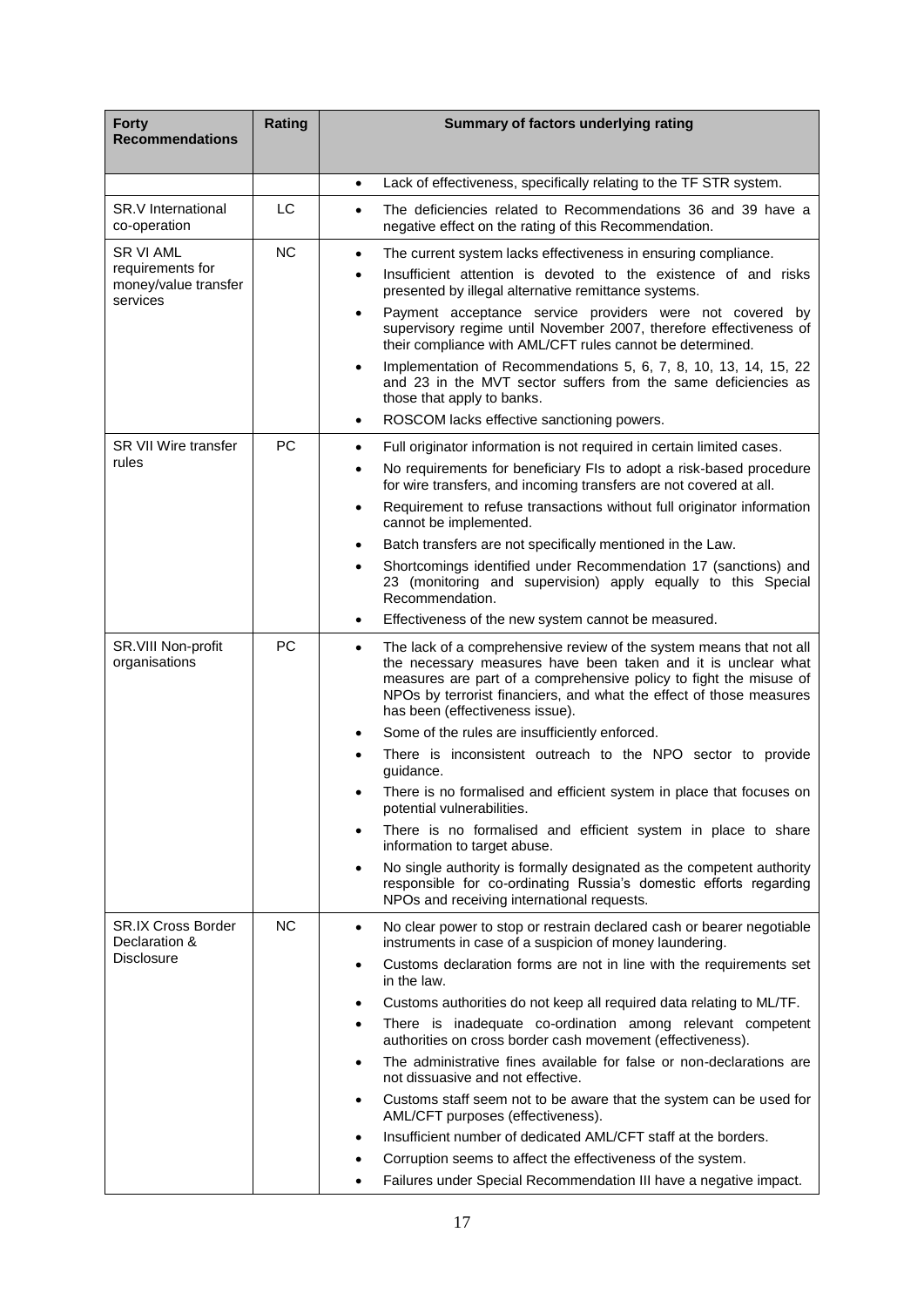| Forty Recommendations | Rating | Summary of factors underlying rating |
|---|---|---|
| | | • Lack of effectiveness, specifically relating to the TF STR system. |
| SR.V International co-operation | LC | • The deficiencies related to Recommendations 36 and 39 have a negative effect on the rating of this Recommendation. |
| SR VI AML requirements for money/value transfer services | NC | • The current system lacks effectiveness in ensuring compliance.<br>• Insufficient attention is devoted to the existence of and risks presented by illegal alternative remittance systems.<br>• Payment acceptance service providers were not covered by supervisory regime until November 2007, therefore effectiveness of their compliance with AML/CFT rules cannot be determined.<br>• Implementation of Recommendations 5, 6, 7, 8, 10, 13, 14, 15, 22 and 23 in the MVT sector suffers from the same deficiencies as those that apply to banks.<br>• ROSCOM lacks effective sanctioning powers. |
| SR VII Wire transfer rules | PC | • Full originator information is not required in certain limited cases.<br>• No requirements for beneficiary FIs to adopt a risk-based procedure for wire transfers, and incoming transfers are not covered at all.<br>• Requirement to refuse transactions without full originator information cannot be implemented.<br>• Batch transfers are not specifically mentioned in the Law.<br>• Shortcomings identified under Recommendation 17 (sanctions) and 23 (monitoring and supervision) apply equally to this Special Recommendation.<br>• Effectiveness of the new system cannot be measured. |
| SR.VIII Non-profit organisations | PC | • The lack of a comprehensive review of the system means that not all the necessary measures have been taken and it is unclear what measures are part of a comprehensive policy to fight the misuse of NPOs by terrorist financiers, and what the effect of those measures has been (effectiveness issue).<br>• Some of the rules are insufficiently enforced.<br>• There is inconsistent outreach to the NPO sector to provide guidance.<br>• There is no formalised and efficient system in place that focuses on potential vulnerabilities.<br>• There is no formalised and efficient system in place to share information to target abuse.<br>• No single authority is formally designated as the competent authority responsible for co-ordinating Russia's domestic efforts regarding NPOs and receiving international requests. |
| SR.IX Cross Border Declaration & Disclosure | NC | • No clear power to stop or restrain declared cash or bearer negotiable instruments in case of a suspicion of money laundering.<br>• Customs declaration forms are not in line with the requirements set in the law.<br>• Customs authorities do not keep all required data relating to ML/TF.<br>• There is inadequate co-ordination among relevant competent authorities on cross border cash movement (effectiveness).<br>• The administrative fines available for false or non-declarations are not dissuasive and not effective.<br>• Customs staff seem not to be aware that the system can be used for AML/CFT purposes (effectiveness).<br>• Insufficient number of dedicated AML/CFT staff at the borders.<br>• Corruption seems to affect the effectiveness of the system.<br>• Failures under Special Recommendation III have a negative impact. |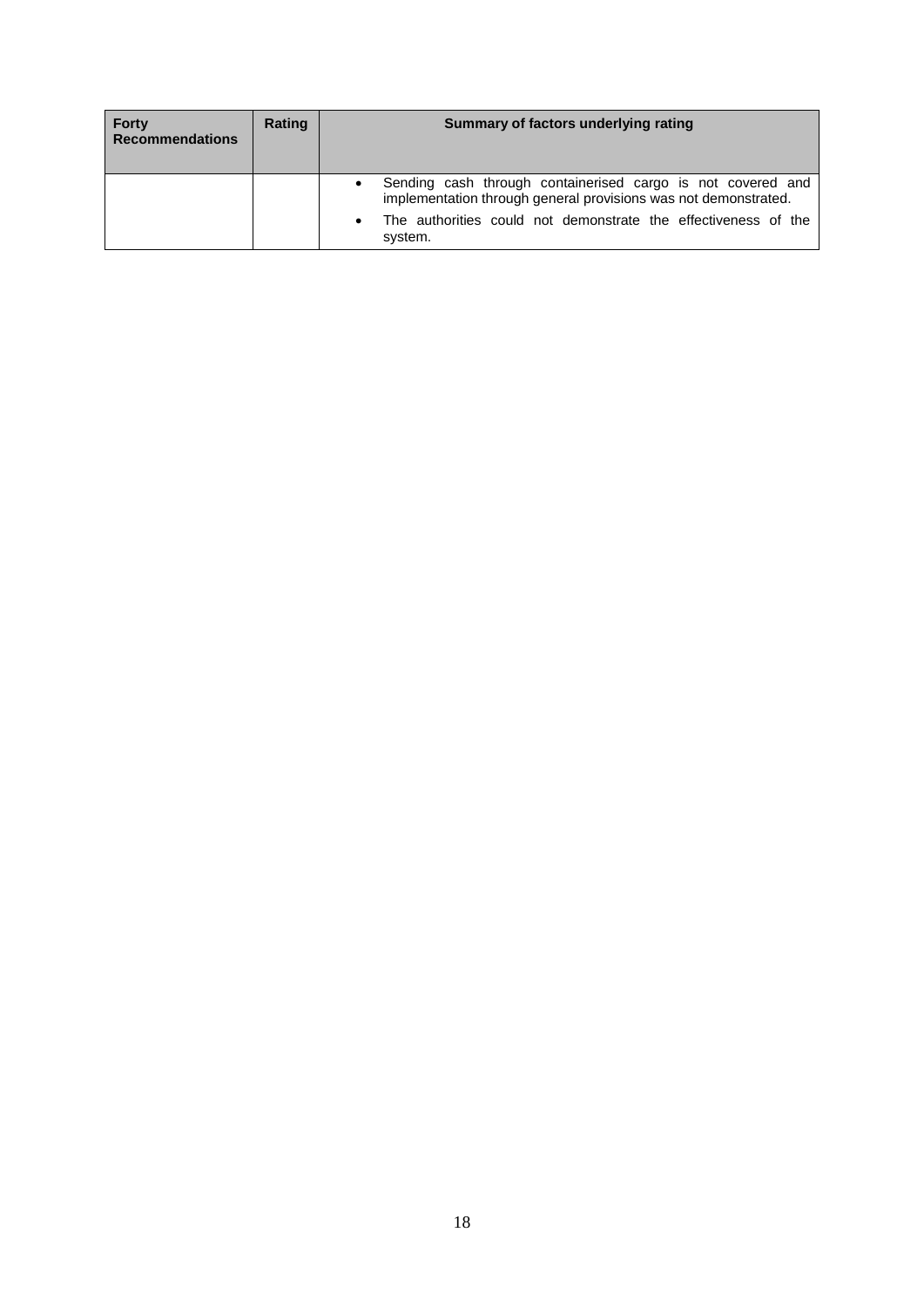| Forty Recommendations | Rating | Summary of factors underlying rating |
|---|---|---|
| | | • Sending cash through containerised cargo is not covered and implementation through general provisions was not demonstrated.<br>• The authorities could not demonstrate the effectiveness of the system. |